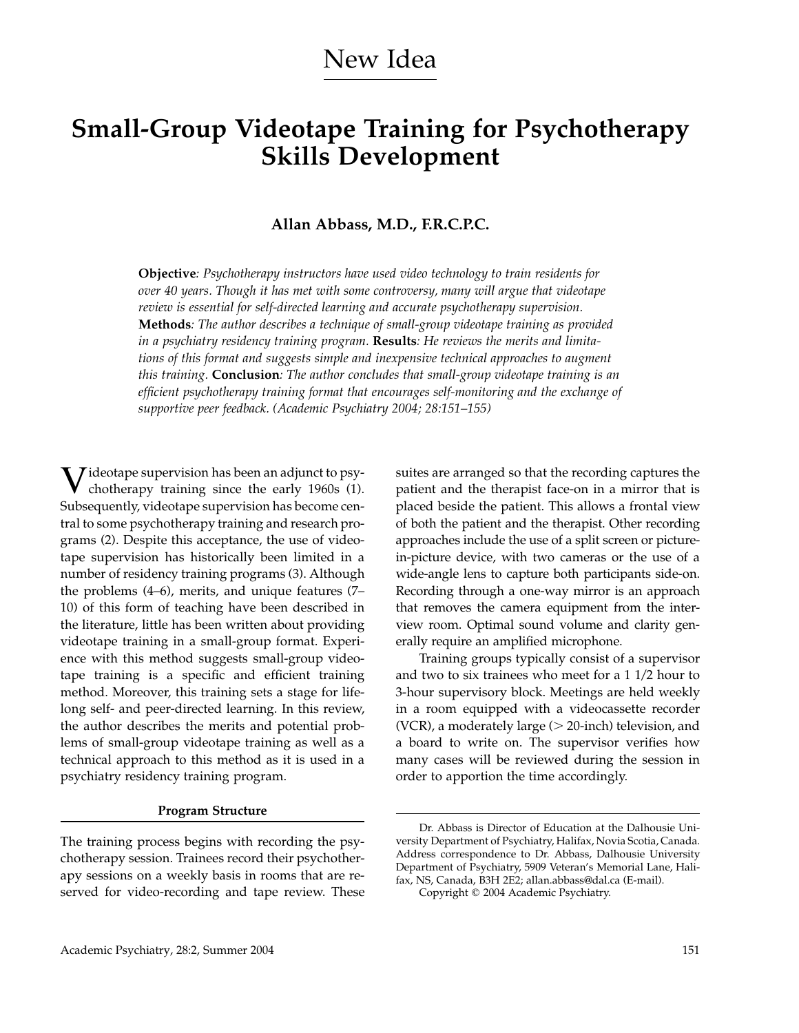# New Idea

# Small-Group Videotape Training for Psychotherapy Skills Development

**Allan Abbass, M.D., F.R.C.P.C.**

**Objective**: *Psychotherapy instructors have used video technology to train residents for over 40 years. Though it has met with some controversy, many will argue that videotape review is essential for self-directed learning and accurate psychotherapy supervision.* **Methods**: *The author describes a technique of small-group videotape training as provided in a psychiatry residency training program.* **Results**: *He reviews the merits and limitations of this format and suggests simple and inexpensive technical approaches to augment this training.* **Conclusion**: *The author concludes that small-group videotape training is an efficient psychotherapy training format that encourages self-monitoring and the exchange of supportive peer feedback. (Academic Psychiatry 2004; 28:151–155)*

Videotape supervision has been an adjunct to psychotherapy training since the early 1960s (1). Subsequently, videotape supervision has become central to some psychotherapy training and research programs (2). Despite this acceptance, the use of videotape supervision has historically been limited in a number of residency training programs (3). Although the problems (4–6), merits, and unique features (7–10) of this form of teaching have been described in the literature, little has been written about providing videotape training in a small-group format. Experience with this method suggests small-group videotape training is a specific and efficient training method. Moreover, this training sets a stage for lifelong self- and peer-directed learning. In this review, the author describes the merits and potential problems of small-group videotape training as well as a technical approach to this method as it is used in a psychiatry residency training program.

## Program Structure

The training process begins with recording the psychotherapy session. Trainees record their psychotherapy sessions on a weekly basis in rooms that are reserved for video-recording and tape review. These suites are arranged so that the recording captures the patient and the therapist face-on in a mirror that is placed beside the patient. This allows a frontal view of both the patient and the therapist. Other recording approaches include the use of a split screen or picture-in-picture device, with two cameras or the use of a wide-angle lens to capture both participants side-on. Recording through a one-way mirror is an approach that removes the camera equipment from the interview room. Optimal sound volume and clarity generally require an amplified microphone.

Training groups typically consist of a supervisor and two to six trainees who meet for a 1 1/2 hour to 3-hour supervisory block. Meetings are held weekly in a room equipped with a videocassette recorder (VCR), a moderately large (> 20-inch) television, and a board to write on. The supervisor verifies how many cases will be reviewed during the session in order to apportion the time accordingly.

---

Dr. Abbass is Director of Education at the Dalhousie University Department of Psychiatry, Halifax, Novia Scotia, Canada. Address correspondence to Dr. Abbass, Dalhousie University Department of Psychiatry, 5909 Veteran's Memorial Lane, Halifax, NS, Canada, B3H 2E2; allan.abbass@dal.ca (E-mail).

Copyright © 2004 Academic Psychiatry.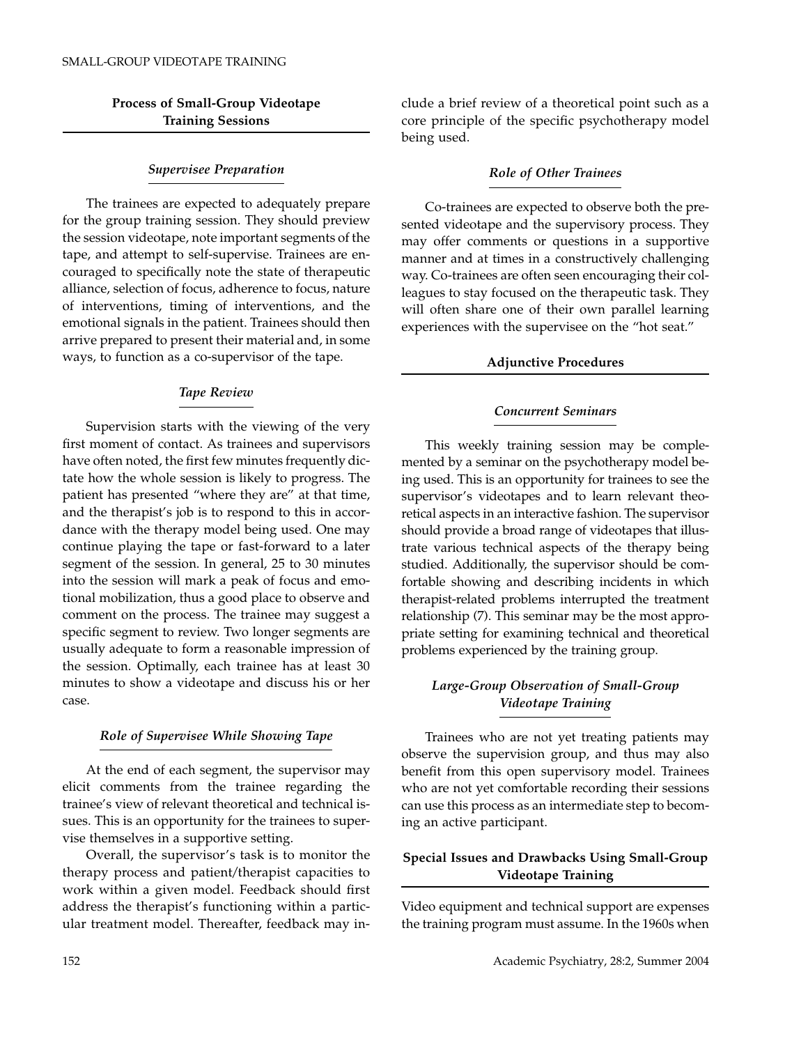## Process of Small-Group Videotape Training Sessions

### *Supervisee Preparation*

The trainees are expected to adequately prepare for the group training session. They should preview the session videotape, note important segments of the tape, and attempt to self-supervise. Trainees are encouraged to specifically note the state of therapeutic alliance, selection of focus, adherence to focus, nature of interventions, timing of interventions, and the emotional signals in the patient. Trainees should then arrive prepared to present their material and, in some ways, to function as a co-supervisor of the tape.

### *Tape Review*

Supervision starts with the viewing of the very first moment of contact. As trainees and supervisors have often noted, the first few minutes frequently dictate how the whole session is likely to progress. The patient has presented "where they are" at that time, and the therapist's job is to respond to this in accordance with the therapy model being used. One may continue playing the tape or fast-forward to a later segment of the session. In general, 25 to 30 minutes into the session will mark a peak of focus and emotional mobilization, thus a good place to observe and comment on the process. The trainee may suggest a specific segment to review. Two longer segments are usually adequate to form a reasonable impression of the session. Optimally, each trainee has at least 30 minutes to show a videotape and discuss his or her case.

### *Role of Supervisee While Showing Tape*

At the end of each segment, the supervisor may elicit comments from the trainee regarding the trainee's view of relevant theoretical and technical issues. This is an opportunity for the trainees to supervise themselves in a supportive setting.

Overall, the supervisor's task is to monitor the therapy process and patient/therapist capacities to work within a given model. Feedback should first address the therapist's functioning within a particular treatment model. Thereafter, feedback may include a brief review of a theoretical point such as a core principle of the specific psychotherapy model being used.

### *Role of Other Trainees*

Co-trainees are expected to observe both the presented videotape and the supervisory process. They may offer comments or questions in a supportive manner and at times in a constructively challenging way. Co-trainees are often seen encouraging their colleagues to stay focused on the therapeutic task. They will often share one of their own parallel learning experiences with the supervisee on the "hot seat."

## Adjunctive Procedures

### *Concurrent Seminars*

This weekly training session may be complemented by a seminar on the psychotherapy model being used. This is an opportunity for trainees to see the supervisor's videotapes and to learn relevant theoretical aspects in an interactive fashion. The supervisor should provide a broad range of videotapes that illustrate various technical aspects of the therapy being studied. Additionally, the supervisor should be comfortable showing and describing incidents in which therapist-related problems interrupted the treatment relationship (7). This seminar may be the most appropriate setting for examining technical and theoretical problems experienced by the training group.

### *Large-Group Observation of Small-Group Videotape Training*

Trainees who are not yet treating patients may observe the supervision group, and thus may also benefit from this open supervisory model. Trainees who are not yet comfortable recording their sessions can use this process as an intermediate step to becoming an active participant.

## Special Issues and Drawbacks Using Small-Group Videotape Training

Video equipment and technical support are expenses the training program must assume. In the 1960s when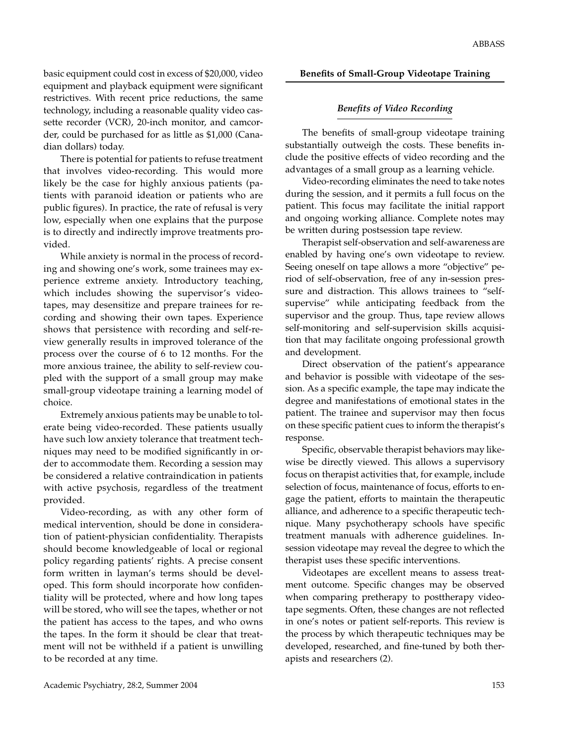basic equipment could cost in excess of $20,000, video equipment and playback equipment were significant restrictives. With recent price reductions, the same technology, including a reasonable quality video cassette recorder (VCR), 20-inch monitor, and camcorder, could be purchased for as little as $1,000 (Canadian dollars) today.

There is potential for patients to refuse treatment that involves video-recording. This would more likely be the case for highly anxious patients (patients with paranoid ideation or patients who are public figures). In practice, the rate of refusal is very low, especially when one explains that the purpose is to directly and indirectly improve treatments provided.

While anxiety is normal in the process of recording and showing one's work, some trainees may experience extreme anxiety. Introductory teaching, which includes showing the supervisor's videotapes, may desensitize and prepare trainees for recording and showing their own tapes. Experience shows that persistence with recording and self-review generally results in improved tolerance of the process over the course of 6 to 12 months. For the more anxious trainee, the ability to self-review coupled with the support of a small group may make small-group videotape training a learning model of choice.

Extremely anxious patients may be unable to tolerate being video-recorded. These patients usually have such low anxiety tolerance that treatment techniques may need to be modified significantly in order to accommodate them. Recording a session may be considered a relative contraindication in patients with active psychosis, regardless of the treatment provided.

Video-recording, as with any other form of medical intervention, should be done in consideration of patient-physician confidentiality. Therapists should become knowledgeable of local or regional policy regarding patients' rights. A precise consent form written in layman's terms should be developed. This form should incorporate how confidentiality will be protected, where and how long tapes will be stored, who will see the tapes, whether or not the patient has access to the tapes, and who owns the tapes. In the form it should be clear that treatment will not be withheld if a patient is unwilling to be recorded at any time.

## Benefits of Small-Group Videotape Training

### *Benefits of Video Recording*

The benefits of small-group videotape training substantially outweigh the costs. These benefits include the positive effects of video recording and the advantages of a small group as a learning vehicle.

Video-recording eliminates the need to take notes during the session, and it permits a full focus on the patient. This focus may facilitate the initial rapport and ongoing working alliance. Complete notes may be written during postsession tape review.

Therapist self-observation and self-awareness are enabled by having one's own videotape to review. Seeing oneself on tape allows a more "objective" period of self-observation, free of any in-session pressure and distraction. This allows trainees to "self-supervise" while anticipating feedback from the supervisor and the group. Thus, tape review allows self-monitoring and self-supervision skills acquisition that may facilitate ongoing professional growth and development.

Direct observation of the patient's appearance and behavior is possible with videotape of the session. As a specific example, the tape may indicate the degree and manifestations of emotional states in the patient. The trainee and supervisor may then focus on these specific patient cues to inform the therapist's response.

Specific, observable therapist behaviors may likewise be directly viewed. This allows a supervisory focus on therapist activities that, for example, include selection of focus, maintenance of focus, efforts to engage the patient, efforts to maintain the therapeutic alliance, and adherence to a specific therapeutic technique. Many psychotherapy schools have specific treatment manuals with adherence guidelines. In-session videotape may reveal the degree to which the therapist uses these specific interventions.

Videotapes are excellent means to assess treatment outcome. Specific changes may be observed when comparing pretherapy to posttherapy videotape segments. Often, these changes are not reflected in one's notes or patient self-reports. This review is the process by which therapeutic techniques may be developed, researched, and fine-tuned by both therapists and researchers (2).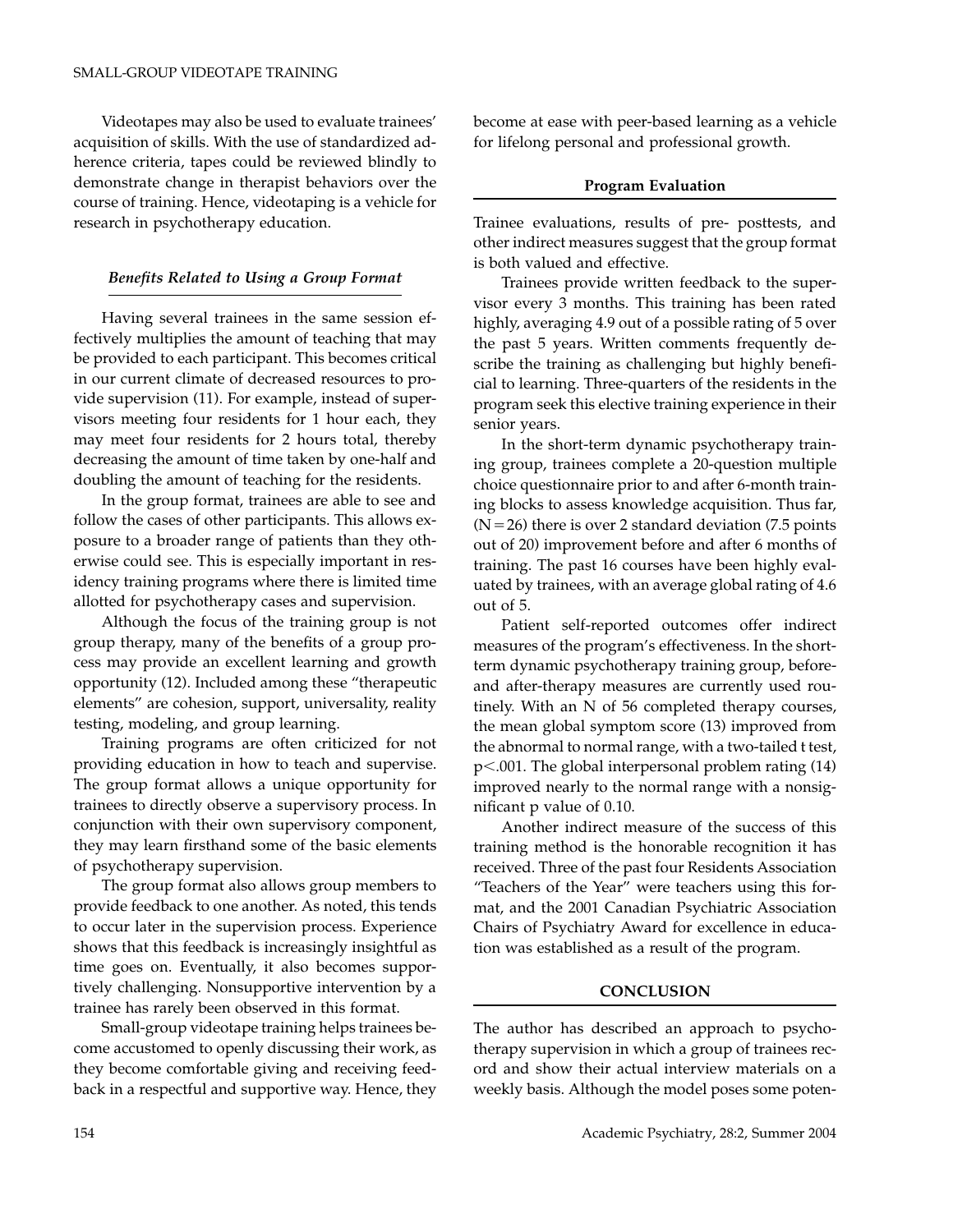Videotapes may also be used to evaluate trainees' acquisition of skills. With the use of standardized adherence criteria, tapes could be reviewed blindly to demonstrate change in therapist behaviors over the course of training. Hence, videotaping is a vehicle for research in psychotherapy education.

### *Benefits Related to Using a Group Format*

Having several trainees in the same session effectively multiplies the amount of teaching that may be provided to each participant. This becomes critical in our current climate of decreased resources to provide supervision (11). For example, instead of supervisors meeting four residents for 1 hour each, they may meet four residents for 2 hours total, thereby decreasing the amount of time taken by one-half and doubling the amount of teaching for the residents.

In the group format, trainees are able to see and follow the cases of other participants. This allows exposure to a broader range of patients than they otherwise could see. This is especially important in residency training programs where there is limited time allotted for psychotherapy cases and supervision.

Although the focus of the training group is not group therapy, many of the benefits of a group process may provide an excellent learning and growth opportunity (12). Included among these "therapeutic elements" are cohesion, support, universality, reality testing, modeling, and group learning.

Training programs are often criticized for not providing education in how to teach and supervise. The group format allows a unique opportunity for trainees to directly observe a supervisory process. In conjunction with their own supervisory component, they may learn firsthand some of the basic elements of psychotherapy supervision.

The group format also allows group members to provide feedback to one another. As noted, this tends to occur later in the supervision process. Experience shows that this feedback is increasingly insightful as time goes on. Eventually, it also becomes supportively challenging. Nonsupportive intervention by a trainee has rarely been observed in this format.

Small-group videotape training helps trainees become accustomed to openly discussing their work, as they become comfortable giving and receiving feedback in a respectful and supportive way. Hence, they become at ease with peer-based learning as a vehicle for lifelong personal and professional growth.

### **Program Evaluation**

Trainee evaluations, results of pre- posttests, and other indirect measures suggest that the group format is both valued and effective.

Trainees provide written feedback to the supervisor every 3 months. This training has been rated highly, averaging 4.9 out of a possible rating of 5 over the past 5 years. Written comments frequently describe the training as challenging but highly beneficial to learning. Three-quarters of the residents in the program seek this elective training experience in their senior years.

In the short-term dynamic psychotherapy training group, trainees complete a 20-question multiple choice questionnaire prior to and after 6-month training blocks to assess knowledge acquisition. Thus far, ($N=26$) there is over 2 standard deviation (7.5 points out of 20) improvement before and after 6 months of training. The past 16 courses have been highly evaluated by trainees, with an average global rating of 4.6 out of 5.

Patient self-reported outcomes offer indirect measures of the program's effectiveness. In the short-term dynamic psychotherapy training group, before- and after-therapy measures are currently used routinely. With an N of 56 completed therapy courses, the mean global symptom score (13) improved from the abnormal to normal range, with a two-tailed t test, $p<.001$. The global interpersonal problem rating (14) improved nearly to the normal range with a nonsignificant p value of 0.10.

Another indirect measure of the success of this training method is the honorable recognition it has received. Three of the past four Residents Association "Teachers of the Year" were teachers using this format, and the 2001 Canadian Psychiatric Association Chairs of Psychiatry Award for excellence in education was established as a result of the program.

## **CONCLUSION**

The author has described an approach to psychotherapy supervision in which a group of trainees record and show their actual interview materials on a weekly basis. Although the model poses some poten-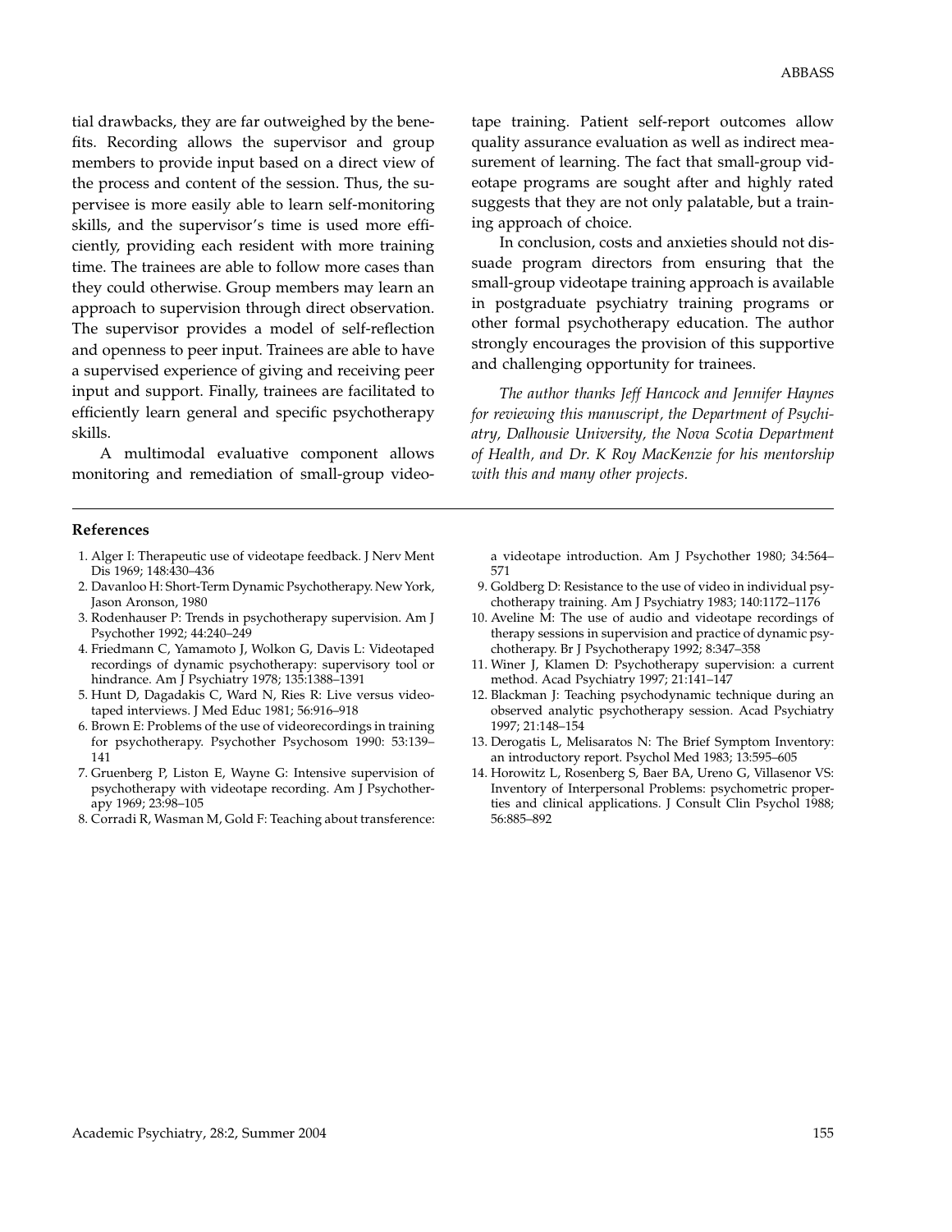tial drawbacks, they are far outweighed by the benefits. Recording allows the supervisor and group members to provide input based on a direct view of the process and content of the session. Thus, the supervisee is more easily able to learn self-monitoring skills, and the supervisor's time is used more efficiently, providing each resident with more training time. The trainees are able to follow more cases than they could otherwise. Group members may learn an approach to supervision through direct observation. The supervisor provides a model of self-reflection and openness to peer input. Trainees are able to have a supervised experience of giving and receiving peer input and support. Finally, trainees are facilitated to efficiently learn general and specific psychotherapy skills.

A multimodal evaluative component allows monitoring and remediation of small-group videotape training. Patient self-report outcomes allow quality assurance evaluation as well as indirect measurement of learning. The fact that small-group videotape programs are sought after and highly rated suggests that they are not only palatable, but a training approach of choice.

In conclusion, costs and anxieties should not dissuade program directors from ensuring that the small-group videotape training approach is available in postgraduate psychiatry training programs or other formal psychotherapy education. The author strongly encourages the provision of this supportive and challenging opportunity for trainees.

*The author thanks Jeff Hancock and Jennifer Haynes for reviewing this manuscript, the Department of Psychiatry, Dalhousie University, the Nova Scotia Department of Health, and Dr. K Roy MacKenzie for his mentorship with this and many other projects.*

## References

1. Alger I: Therapeutic use of videotape feedback. J Nerv Ment Dis 1969; 148:430–436
2. Davanloo H: Short-Term Dynamic Psychotherapy. New York, Jason Aronson, 1980
3. Rodenhauser P: Trends in psychotherapy supervision. Am J Psychother 1992; 44:240–249
4. Friedmann C, Yamamoto J, Wolkon G, Davis L: Videotaped recordings of dynamic psychotherapy: supervisory tool or hindrance. Am J Psychiatry 1978; 135:1388–1391
5. Hunt D, Dagadakis C, Ward N, Ries R: Live versus videotaped interviews. J Med Educ 1981; 56:916–918
6. Brown E: Problems of the use of videorecordings in training for psychotherapy. Psychother Psychosom 1990: 53:139–141
7. Gruenberg P, Liston E, Wayne G: Intensive supervision of psychotherapy with videotape recording. Am J Psychotherapy 1969; 23:98–105
8. Corradi R, Wasman M, Gold F: Teaching about transference: a videotape introduction. Am J Psychother 1980; 34:564–571
9. Goldberg D: Resistance to the use of video in individual psychotherapy training. Am J Psychiatry 1983; 140:1172–1176
10. Aveline M: The use of audio and videotape recordings of therapy sessions in supervision and practice of dynamic psychotherapy. Br J Psychotherapy 1992; 8:347–358
11. Winer J, Klamen D: Psychotherapy supervision: a current method. Acad Psychiatry 1997; 21:141–147
12. Blackman J: Teaching psychodynamic technique during an observed analytic psychotherapy session. Acad Psychiatry 1997; 21:148–154
13. Derogatis L, Melisaratos N: The Brief Symptom Inventory: an introductory report. Psychol Med 1983; 13:595–605
14. Horowitz L, Rosenberg S, Baer BA, Ureno G, Villasenor VS: Inventory of Interpersonal Problems: psychometric properties and clinical applications. J Consult Clin Psychol 1988; 56:885–892